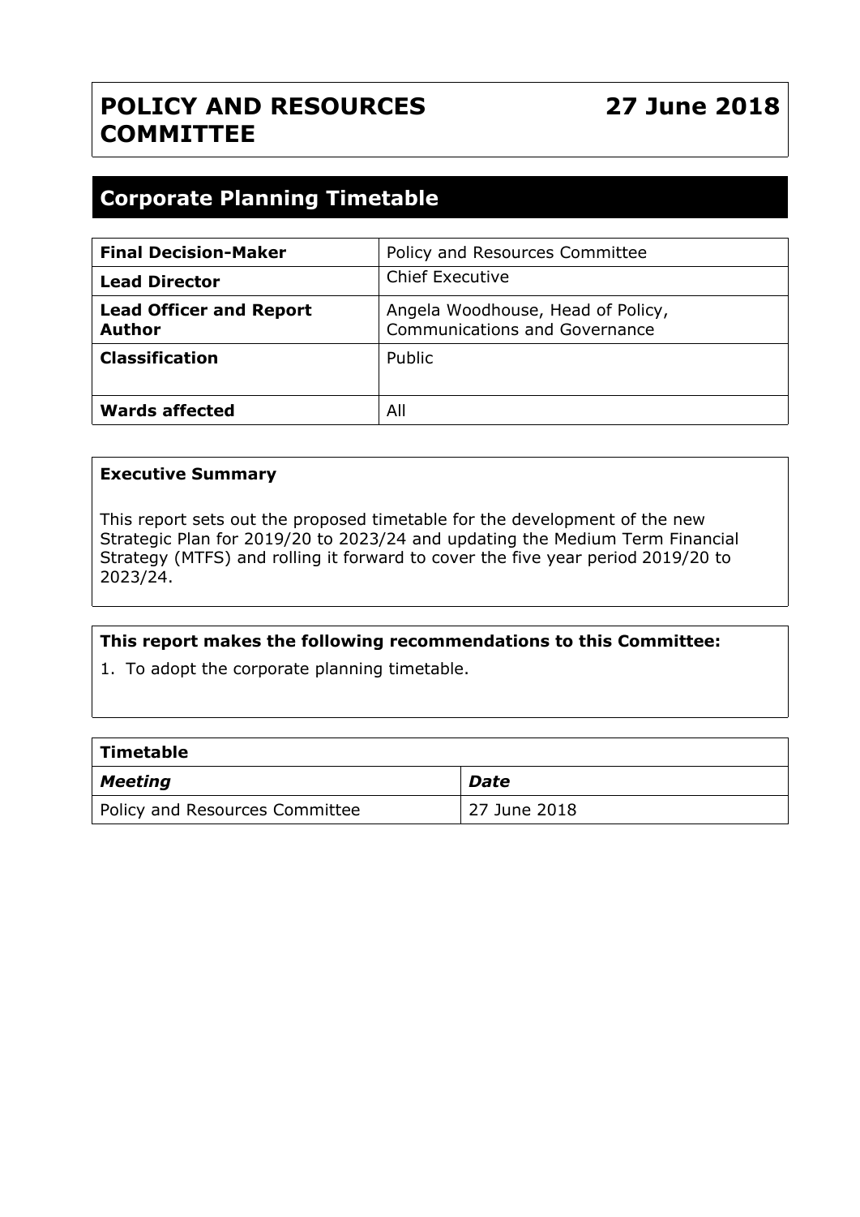# POLICY AND RESOURCES COMMITTEE

**27 June 2018**

## Corporate Planning Timetable

| **Final Decision-Maker** | Policy and Resources Committee |
|---|---|
| **Lead Director** | Chief Executive |
| **Lead Officer and Report Author** | Angela Woodhouse, Head of Policy, Communications and Governance |
| **Classification** | Public |
| **Wards affected** | All |

**Executive Summary**

This report sets out the proposed timetable for the development of the new Strategic Plan for 2019/20 to 2023/24 and updating the Medium Term Financial Strategy (MTFS) and rolling it forward to cover the five year period 2019/20 to 2023/24.

**This report makes the following recommendations to this Committee:**

1. To adopt the corporate planning timetable.

| **Timetable** | |
|---|---|
| ***Meeting*** | ***Date*** |
| Policy and Resources Committee | 27 June 2018 |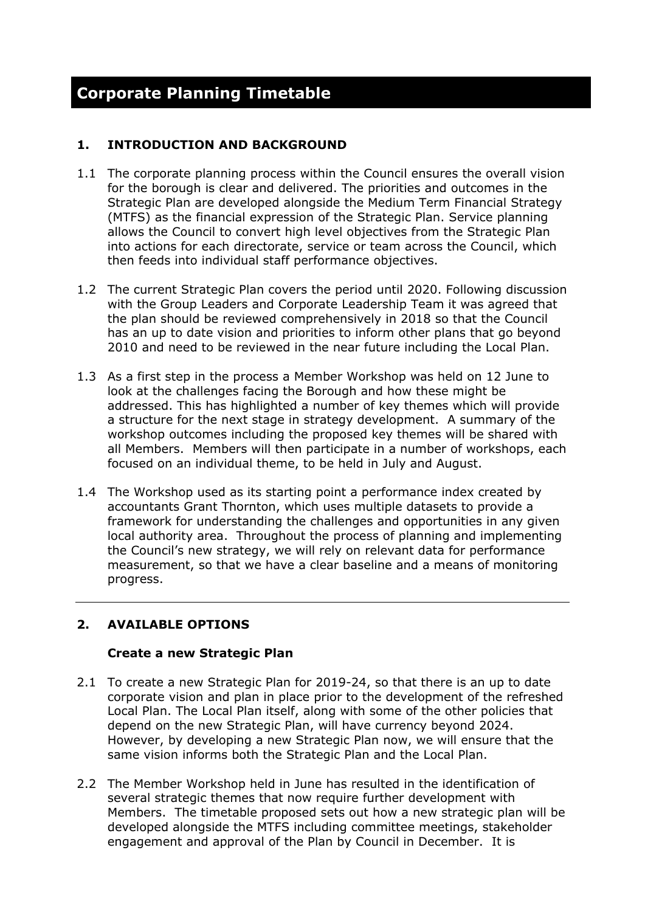# Corporate Planning Timetable

## 1. INTRODUCTION AND BACKGROUND

1.1 The corporate planning process within the Council ensures the overall vision for the borough is clear and delivered. The priorities and outcomes in the Strategic Plan are developed alongside the Medium Term Financial Strategy (MTFS) as the financial expression of the Strategic Plan. Service planning allows the Council to convert high level objectives from the Strategic Plan into actions for each directorate, service or team across the Council, which then feeds into individual staff performance objectives.

1.2 The current Strategic Plan covers the period until 2020. Following discussion with the Group Leaders and Corporate Leadership Team it was agreed that the plan should be reviewed comprehensively in 2018 so that the Council has an up to date vision and priorities to inform other plans that go beyond 2010 and need to be reviewed in the near future including the Local Plan.

1.3 As a first step in the process a Member Workshop was held on 12 June to look at the challenges facing the Borough and how these might be addressed. This has highlighted a number of key themes which will provide a structure for the next stage in strategy development. A summary of the workshop outcomes including the proposed key themes will be shared with all Members. Members will then participate in a number of workshops, each focused on an individual theme, to be held in July and August.

1.4 The Workshop used as its starting point a performance index created by accountants Grant Thornton, which uses multiple datasets to provide a framework for understanding the challenges and opportunities in any given local authority area. Throughout the process of planning and implementing the Council's new strategy, we will rely on relevant data for performance measurement, so that we have a clear baseline and a means of monitoring progress.

---

## 2. AVAILABLE OPTIONS

### Create a new Strategic Plan

2.1 To create a new Strategic Plan for 2019-24, so that there is an up to date corporate vision and plan in place prior to the development of the refreshed Local Plan. The Local Plan itself, along with some of the other policies that depend on the new Strategic Plan, will have currency beyond 2024. However, by developing a new Strategic Plan now, we will ensure that the same vision informs both the Strategic Plan and the Local Plan.

2.2 The Member Workshop held in June has resulted in the identification of several strategic themes that now require further development with Members. The timetable proposed sets out how a new strategic plan will be developed alongside the MTFS including committee meetings, stakeholder engagement and approval of the Plan by Council in December. It is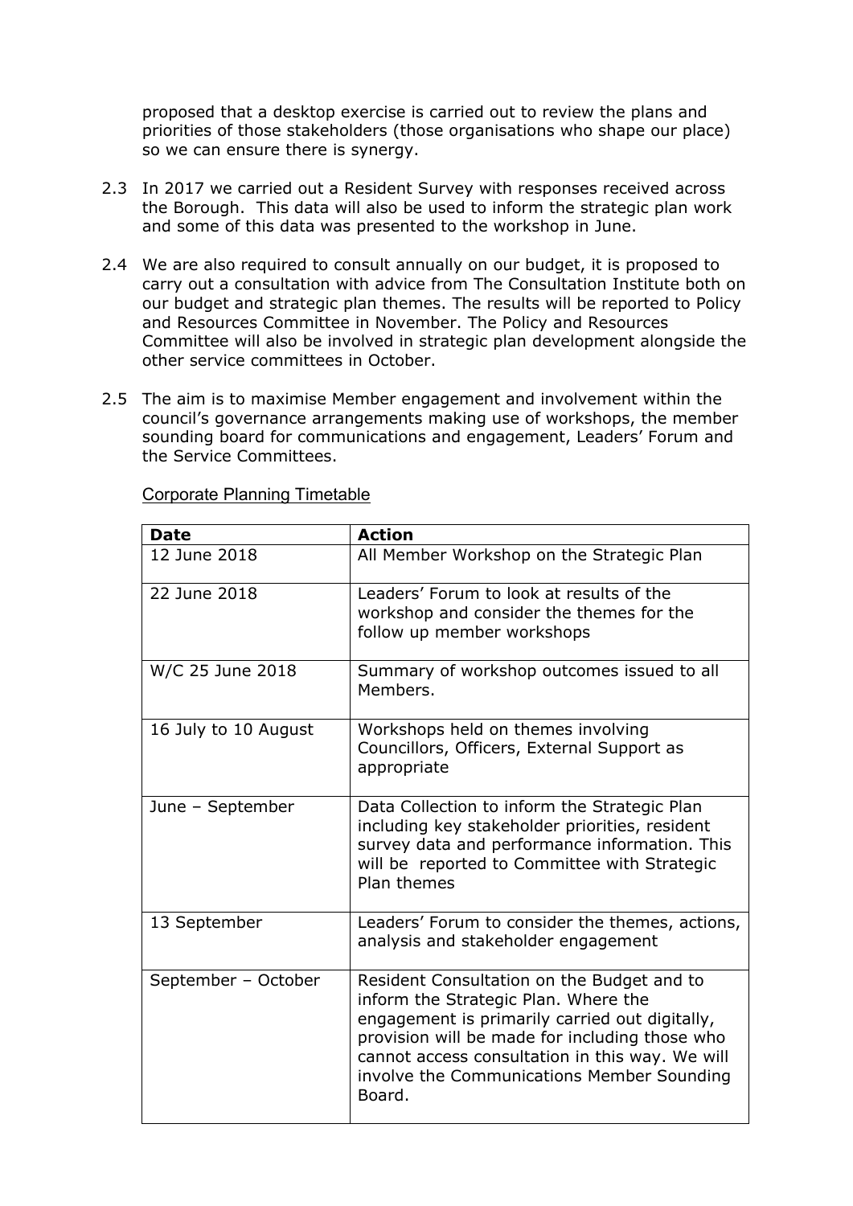proposed that a desktop exercise is carried out to review the plans and priorities of those stakeholders (those organisations who shape our place) so we can ensure there is synergy.

2.3 In 2017 we carried out a Resident Survey with responses received across the Borough. This data will also be used to inform the strategic plan work and some of this data was presented to the workshop in June.

2.4 We are also required to consult annually on our budget, it is proposed to carry out a consultation with advice from The Consultation Institute both on our budget and strategic plan themes. The results will be reported to Policy and Resources Committee in November. The Policy and Resources Committee will also be involved in strategic plan development alongside the other service committees in October.

2.5 The aim is to maximise Member engagement and involvement within the council's governance arrangements making use of workshops, the member sounding board for communications and engagement, Leaders' Forum and the Service Committees.

Corporate Planning Timetable

| **Date** | **Action** |
| --- | --- |
| 12 June 2018 | All Member Workshop on the Strategic Plan |
| 22 June 2018 | Leaders' Forum to look at results of the workshop and consider the themes for the follow up member workshops |
| W/C 25 June 2018 | Summary of workshop outcomes issued to all Members. |
| 16 July to 10 August | Workshops held on themes involving Councillors, Officers, External Support as appropriate |
| June – September | Data Collection to inform the Strategic Plan including key stakeholder priorities, resident survey data and performance information. This will be reported to Committee with Strategic Plan themes |
| 13 September | Leaders' Forum to consider the themes, actions, analysis and stakeholder engagement |
| September – October | Resident Consultation on the Budget and to inform the Strategic Plan. Where the engagement is primarily carried out digitally, provision will be made for including those who cannot access consultation in this way. We will involve the Communications Member Sounding Board. |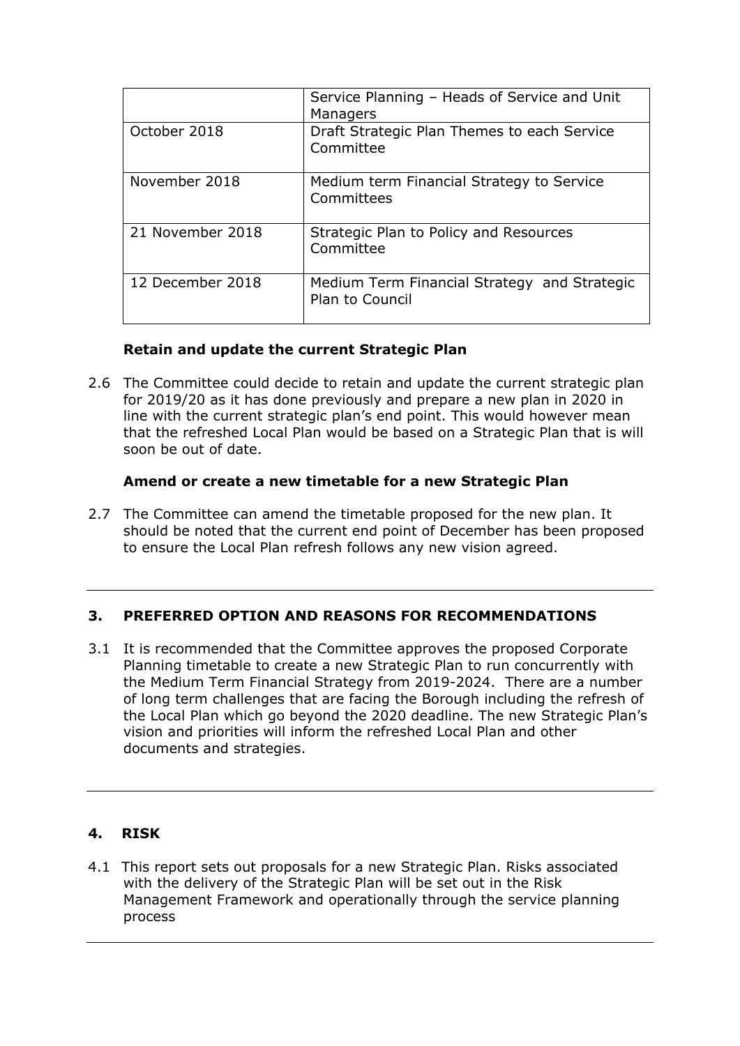| | |
|---|---|
| | Service Planning – Heads of Service and Unit Managers |
| October 2018 | Draft Strategic Plan Themes to each Service Committee |
| November 2018 | Medium term Financial Strategy to Service Committees |
| 21 November 2018 | Strategic Plan to Policy and Resources Committee |
| 12 December 2018 | Medium Term Financial Strategy and Strategic Plan to Council |

**Retain and update the current Strategic Plan**

2.6 The Committee could decide to retain and update the current strategic plan for 2019/20 as it has done previously and prepare a new plan in 2020 in line with the current strategic plan's end point. This would however mean that the refreshed Local Plan would be based on a Strategic Plan that is will soon be out of date.

**Amend or create a new timetable for a new Strategic Plan**

2.7 The Committee can amend the timetable proposed for the new plan. It should be noted that the current end point of December has been proposed to ensure the Local Plan refresh follows any new vision agreed.

## 3. PREFERRED OPTION AND REASONS FOR RECOMMENDATIONS

3.1 It is recommended that the Committee approves the proposed Corporate Planning timetable to create a new Strategic Plan to run concurrently with the Medium Term Financial Strategy from 2019-2024. There are a number of long term challenges that are facing the Borough including the refresh of the Local Plan which go beyond the 2020 deadline. The new Strategic Plan's vision and priorities will inform the refreshed Local Plan and other documents and strategies.

## 4. RISK

4.1 This report sets out proposals for a new Strategic Plan. Risks associated with the delivery of the Strategic Plan will be set out in the Risk Management Framework and operationally through the service planning process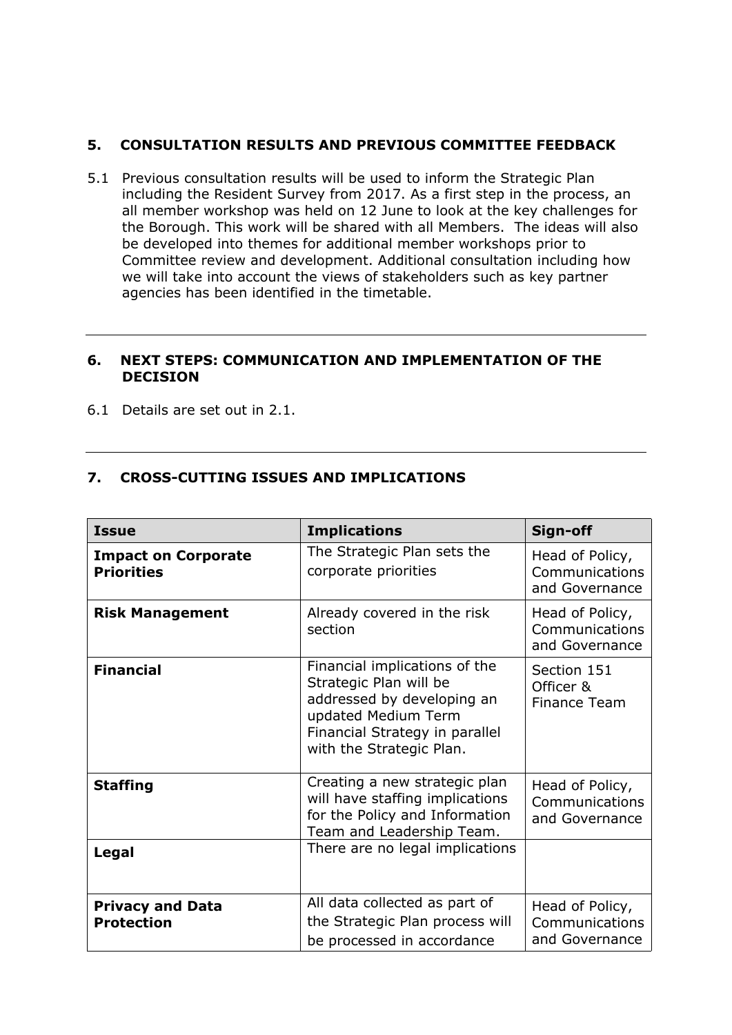## 5. CONSULTATION RESULTS AND PREVIOUS COMMITTEE FEEDBACK

5.1 Previous consultation results will be used to inform the Strategic Plan including the Resident Survey from 2017. As a first step in the process, an all member workshop was held on 12 June to look at the key challenges for the Borough. This work will be shared with all Members. The ideas will also be developed into themes for additional member workshops prior to Committee review and development. Additional consultation including how we will take into account the views of stakeholders such as key partner agencies has been identified in the timetable.

---

## 6. NEXT STEPS: COMMUNICATION AND IMPLEMENTATION OF THE DECISION

6.1 Details are set out in 2.1.

---

## 7. CROSS-CUTTING ISSUES AND IMPLICATIONS

| Issue | Implications | Sign-off |
|---|---|---|
| **Impact on Corporate Priorities** | The Strategic Plan sets the corporate priorities | Head of Policy, Communications and Governance |
| **Risk Management** | Already covered in the risk section | Head of Policy, Communications and Governance |
| **Financial** | Financial implications of the Strategic Plan will be addressed by developing an updated Medium Term Financial Strategy in parallel with the Strategic Plan. | Section 151 Officer & Finance Team |
| **Staffing** | Creating a new strategic plan will have staffing implications for the Policy and Information Team and Leadership Team. | Head of Policy, Communications and Governance |
| **Legal** | There are no legal implications | |
| **Privacy and Data Protection** | All data collected as part of the Strategic Plan process will be processed in accordance | Head of Policy, Communications and Governance |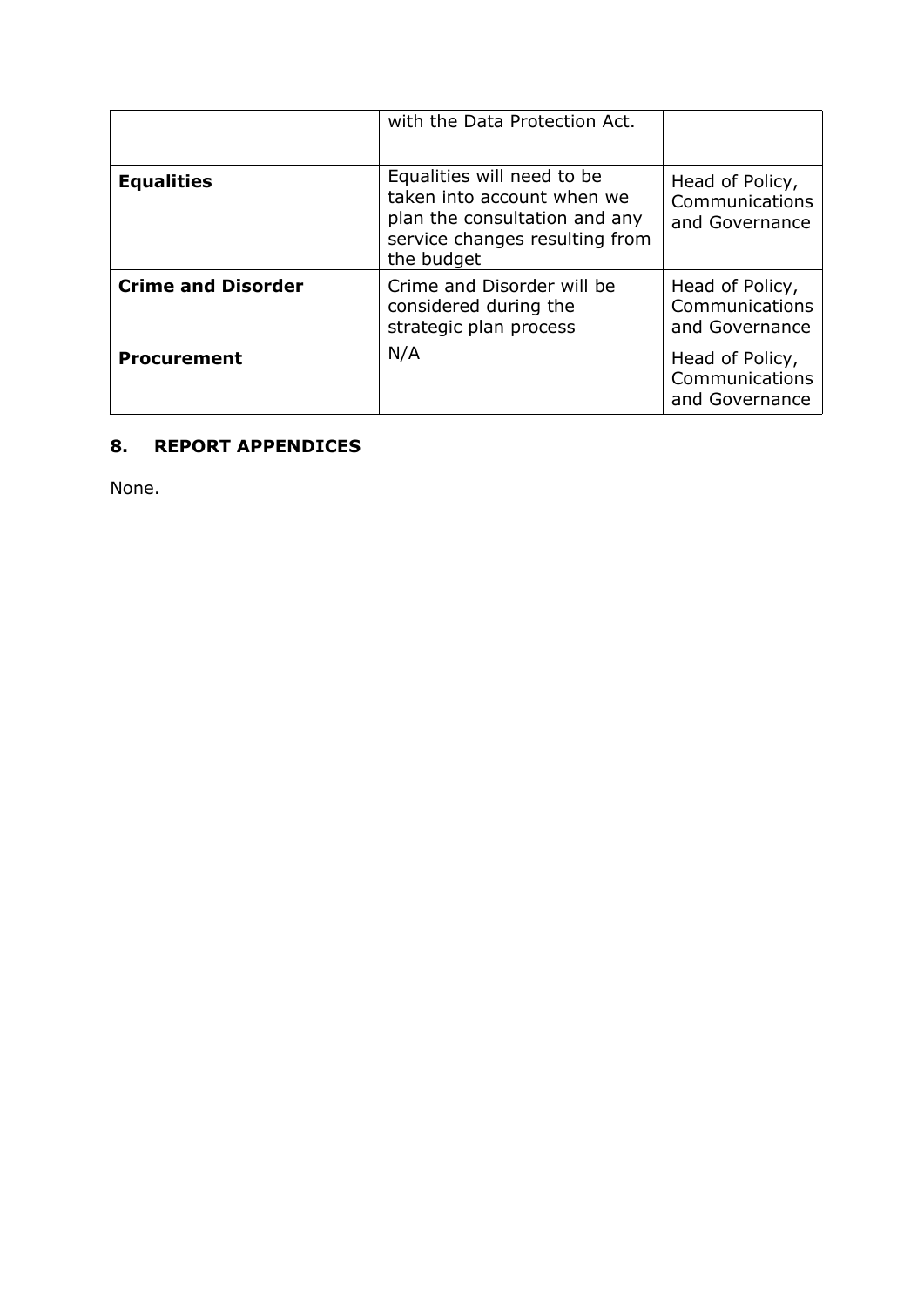| | | |
|---|---|---|
| | with the Data Protection Act. | |
| **Equalities** | Equalities will need to be taken into account when we plan the consultation and any service changes resulting from the budget | Head of Policy, Communications and Governance |
| **Crime and Disorder** | Crime and Disorder will be considered during the strategic plan process | Head of Policy, Communications and Governance |
| **Procurement** | N/A | Head of Policy, Communications and Governance |

## 8. REPORT APPENDICES

None.